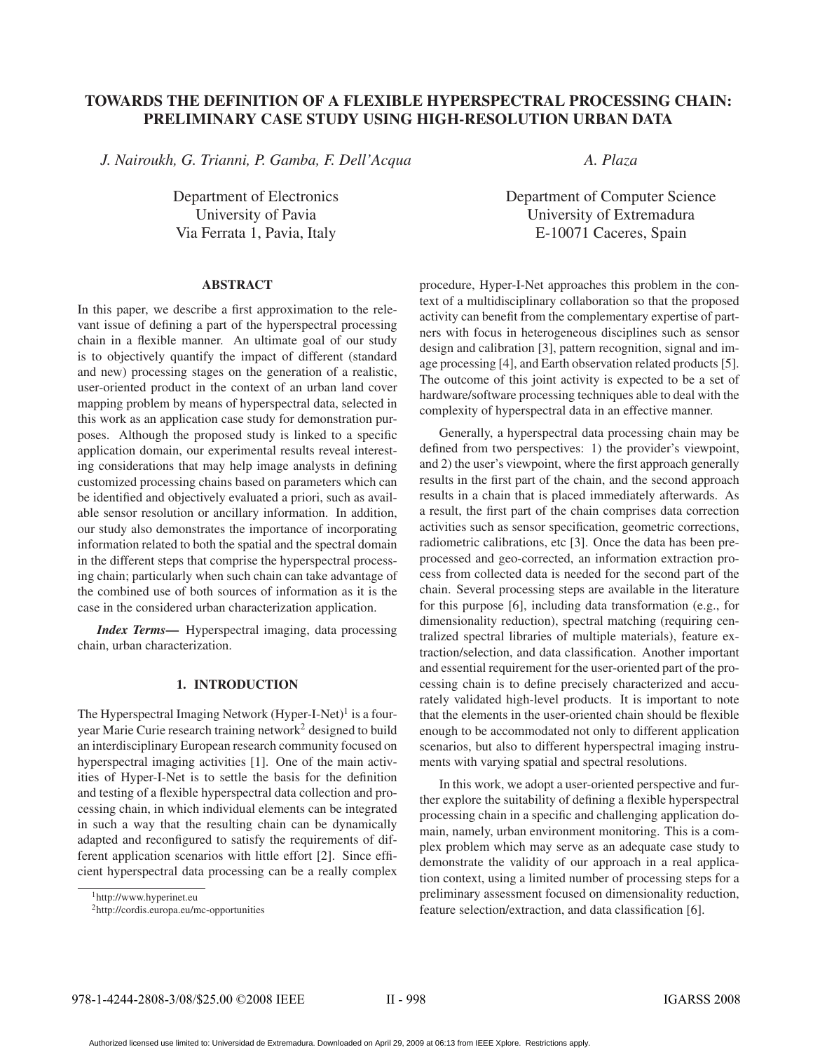# TOWARDS THE DEFINITION OF A FLEXIBLE HYPERSPECTRAL PROCESSING CHAIN: PRELIMINARY CASE STUDY USING HIGH-RESOLUTION URBAN DATA

*J. Nairoukh, G. Trianni, P. Gamba, F. Dell'Acqua*

Department of Electronics
University of Pavia
Via Ferrata 1, Pavia, Italy

*A. Plaza*

Department of Computer Science
University of Extremadura
E-10071 Caceres, Spain

## ABSTRACT

In this paper, we describe a first approximation to the relevant issue of defining a part of the hyperspectral processing chain in a flexible manner. An ultimate goal of our study is to objectively quantify the impact of different (standard and new) processing stages on the generation of a realistic, user-oriented product in the context of an urban land cover mapping problem by means of hyperspectral data, selected in this work as an application case study for demonstration purposes. Although the proposed study is linked to a specific application domain, our experimental results reveal interesting considerations that may help image analysts in defining customized processing chains based on parameters which can be identified and objectively evaluated a priori, such as available sensor resolution or ancillary information. In addition, our study also demonstrates the importance of incorporating information related to both the spatial and the spectral domain in the different steps that comprise the hyperspectral processing chain; particularly when such chain can take advantage of the combined use of both sources of information as it is the case in the considered urban characterization application.

***Index Terms***— Hyperspectral imaging, data processing chain, urban characterization.

## 1. INTRODUCTION

The Hyperspectral Imaging Network (Hyper-I-Net)[1] is a four-year Marie Curie research training network[2] designed to build an interdisciplinary European research community focused on hyperspectral imaging activities [1]. One of the main activities of Hyper-I-Net is to settle the basis for the definition and testing of a flexible hyperspectral data collection and processing chain, in which individual elements can be integrated in such a way that the resulting chain can be dynamically adapted and reconfigured to satisfy the requirements of different application scenarios with little effort [2]. Since efficient hyperspectral data processing can be a really complex procedure, Hyper-I-Net approaches this problem in the context of a multidisciplinary collaboration so that the proposed activity can benefit from the complementary expertise of partners with focus in heterogeneous disciplines such as sensor design and calibration [3], pattern recognition, signal and image processing [4], and Earth observation related products [5]. The outcome of this joint activity is expected to be a set of hardware/software processing techniques able to deal with the complexity of hyperspectral data in an effective manner.

Generally, a hyperspectral data processing chain may be defined from two perspectives: 1) the provider's viewpoint, and 2) the user's viewpoint, where the first approach generally results in the first part of the chain, and the second approach results in a chain that is placed immediately afterwards. As a result, the first part of the chain comprises data correction activities such as sensor specification, geometric corrections, radiometric calibrations, etc [3]. Once the data has been preprocessed and geo-corrected, an information extraction process from collected data is needed for the second part of the chain. Several processing steps are available in the literature for this purpose [6], including data transformation (e.g., for dimensionality reduction), spectral matching (requiring centralized spectral libraries of multiple materials), feature extraction/selection, and data classification. Another important and essential requirement for the user-oriented part of the processing chain is to define precisely characterized and accurately validated high-level products. It is important to note that the elements in the user-oriented chain should be flexible enough to be accommodated not only to different application scenarios, but also to different hyperspectral imaging instruments with varying spatial and spectral resolutions.

In this work, we adopt a user-oriented perspective and further explore the suitability of defining a flexible hyperspectral processing chain in a specific and challenging application domain, namely, urban environment monitoring. This is a complex problem which may serve as an adequate case study to demonstrate the validity of our approach in a real application context, using a limited number of processing steps for a preliminary assessment focused on dimensionality reduction, feature selection/extraction, and data classification [6].

[1] http://www.hyperinet.eu

[2] http://cordis.europa.eu/mc-opportunities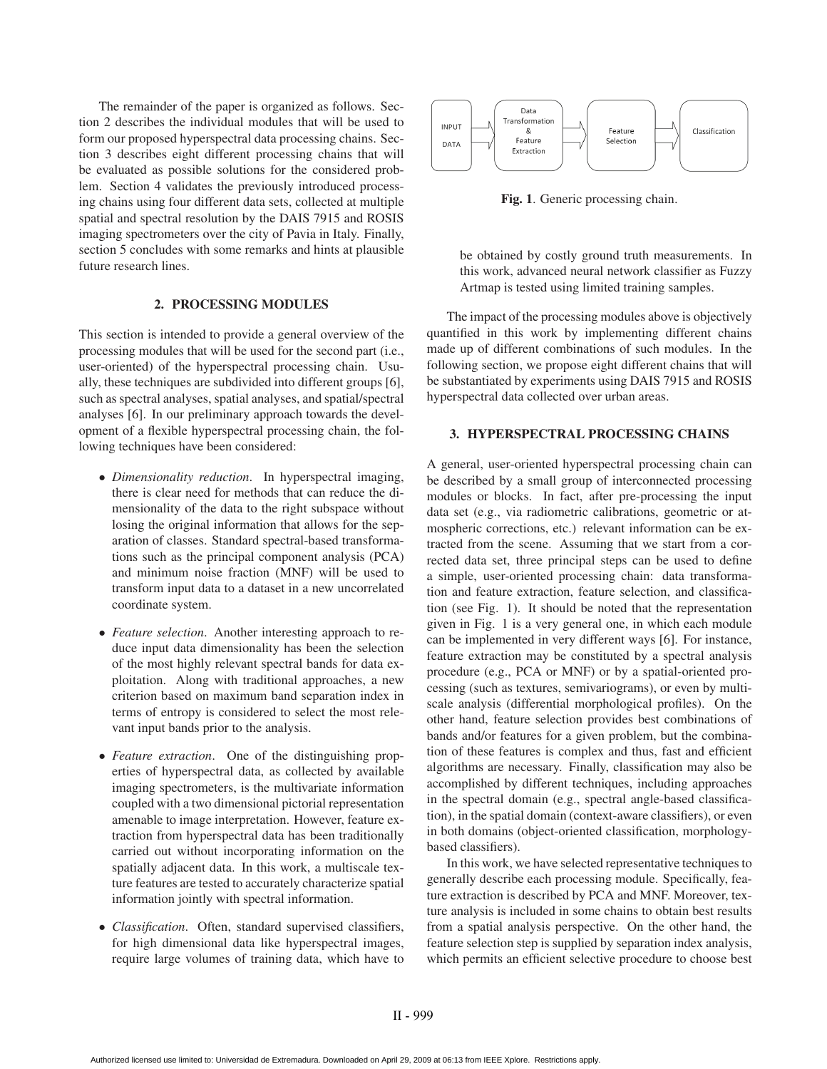The remainder of the paper is organized as follows. Section 2 describes the individual modules that will be used to form our proposed hyperspectral data processing chains. Section 3 describes eight different processing chains that will be evaluated as possible solutions for the considered problem. Section 4 validates the previously introduced processing chains using four different data sets, collected at multiple spatial and spectral resolution by the DAIS 7915 and ROSIS imaging spectrometers over the city of Pavia in Italy. Finally, section 5 concludes with some remarks and hints at plausible future research lines.

## 2. PROCESSING MODULES

This section is intended to provide a general overview of the processing modules that will be used for the second part (i.e., user-oriented) of the hyperspectral processing chain. Usually, these techniques are subdivided into different groups [6], such as spectral analyses, spatial analyses, and spatial/spectral analyses [6]. In our preliminary approach towards the development of a flexible hyperspectral processing chain, the following techniques have been considered:

- *Dimensionality reduction*. In hyperspectral imaging, there is clear need for methods that can reduce the dimensionality of the data to the right subspace without losing the original information that allows for the separation of classes. Standard spectral-based transformations such as the principal component analysis (PCA) and minimum noise fraction (MNF) will be used to transform input data to a dataset in a new uncorrelated coordinate system.
- *Feature selection*. Another interesting approach to reduce input data dimensionality has been the selection of the most highly relevant spectral bands for data exploitation. Along with traditional approaches, a new criterion based on maximum band separation index in terms of entropy is considered to select the most relevant input bands prior to the analysis.
- *Feature extraction*. One of the distinguishing properties of hyperspectral data, as collected by available imaging spectrometers, is the multivariate information coupled with a two dimensional pictorial representation amenable to image interpretation. However, feature extraction from hyperspectral data has been traditionally carried out without incorporating information on the spatially adjacent data. In this work, a multiscale texture features are tested to accurately characterize spatial information jointly with spectral information.
- *Classification*. Often, standard supervised classifiers, for high dimensional data like hyperspectral images, require large volumes of training data, which have to be obtained by costly ground truth measurements. In this work, advanced neural network classifier as Fuzzy Artmap is tested using limited training samples.

INPUT DATA
Data Transformation & Feature Extraction
Feature Selection
Classification

**Fig. 1**. Generic processing chain.

The impact of the processing modules above is objectively quantified in this work by implementing different chains made up of different combinations of such modules. In the following section, we propose eight different chains that will be substantiated by experiments using DAIS 7915 and ROSIS hyperspectral data collected over urban areas.

## 3. HYPERSPECTRAL PROCESSING CHAINS

A general, user-oriented hyperspectral processing chain can be described by a small group of interconnected processing modules or blocks. In fact, after pre-processing the input data set (e.g., via radiometric calibrations, geometric or atmospheric corrections, etc.) relevant information can be extracted from the scene. Assuming that we start from a corrected data set, three principal steps can be used to define a simple, user-oriented processing chain: data transformation and feature extraction, feature selection, and classification (see Fig. 1). It should be noted that the representation given in Fig. 1 is a very general one, in which each module can be implemented in very different ways [6]. For instance, feature extraction may be constituted by a spectral analysis procedure (e.g., PCA or MNF) or by a spatial-oriented processing (such as textures, semivariograms), or even by multiscale analysis (differential morphological profiles). On the other hand, feature selection provides best combinations of bands and/or features for a given problem, but the combination of these features is complex and thus, fast and efficient algorithms are necessary. Finally, classification may also be accomplished by different techniques, including approaches in the spectral domain (e.g., spectral angle-based classification), in the spatial domain (context-aware classifiers), or even in both domains (object-oriented classification, morphology-based classifiers).

In this work, we have selected representative techniques to generally describe each processing module. Specifically, feature extraction is described by PCA and MNF. Moreover, texture analysis is included in some chains to obtain best results from a spatial analysis perspective. On the other hand, the feature selection step is supplied by separation index analysis, which permits an efficient selective procedure to choose best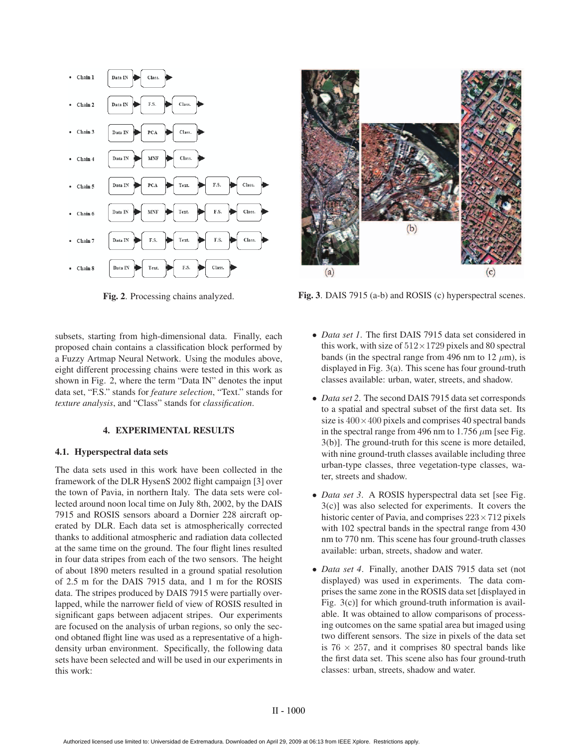Fig. 2. Processing chains analyzed.

Fig. 3. DAIS 7915 (a-b) and ROSIS (c) hyperspectral scenes.

subsets, starting from high-dimensional data. Finally, each proposed chain contains a classification block performed by a Fuzzy Artmap Neural Network. Using the modules above, eight different processing chains were tested in this work as shown in Fig. 2, where the term "Data IN" denotes the input data set, "F.S." stands for *feature selection*, "Text." stands for *texture analysis*, and "Class" stands for *classification*.

## 4. EXPERIMENTAL RESULTS

### 4.1. Hyperspectral data sets

The data sets used in this work have been collected in the framework of the DLR HysenS 2002 flight campaign [3] over the town of Pavia, in northern Italy. The data sets were collected around noon local time on July 8th, 2002, by the DAIS 7915 and ROSIS sensors aboard a Dornier 228 aircraft operated by DLR. Each data set is atmospherically corrected thanks to additional atmospheric and radiation data collected at the same time on the ground. The four flight lines resulted in four data stripes from each of the two sensors. The height of about 1890 meters resulted in a ground spatial resolution of 2.5 m for the DAIS 7915 data, and 1 m for the ROSIS data. The stripes produced by DAIS 7915 were partially overlapped, while the narrower field of view of ROSIS resulted in significant gaps between adjacent stripes. Our experiments are focused on the analysis of urban regions, so only the second obtaned flight line was used as a representative of a high-density urban environment. Specifically, the following data sets have been selected and will be used in our experiments in this work:

- *Data set 1*. The first DAIS 7915 data set considered in this work, with size of $512 \times 1729$ pixels and 80 spectral bands (in the spectral range from 496 nm to 12 $\mu$m), is displayed in Fig. 3(a). This scene has four ground-truth classes available: urban, water, streets, and shadow.
- *Data set 2*. The second DAIS 7915 data set corresponds to a spatial and spectral subset of the first data set. Its size is $400 \times 400$ pixels and comprises 40 spectral bands in the spectral range from 496 nm to 1.756 $\mu$m [see Fig. 3(b)]. The ground-truth for this scene is more detailed, with nine ground-truth classes available including three urban-type classes, three vegetation-type classes, water, streets and shadow.
- *Data set 3*. A ROSIS hyperspectral data set [see Fig. 3(c)] was also selected for experiments. It covers the historic center of Pavia, and comprises $223 \times 712$ pixels with 102 spectral bands in the spectral range from 430 nm to 770 nm. This scene has four ground-truth classes available: urban, streets, shadow and water.
- *Data set 4*. Finally, another DAIS 7915 data set (not displayed) was used in experiments. The data comprises the same zone in the ROSIS data set [displayed in Fig. 3(c)] for which ground-truth information is available. It was obtained to allow comparisons of processing outcomes on the same spatial area but imaged using two different sensors. The size in pixels of the data set is $76 \times 257$, and it comprises 80 spectral bands like the first data set. This scene also has four ground-truth classes: urban, streets, shadow and water.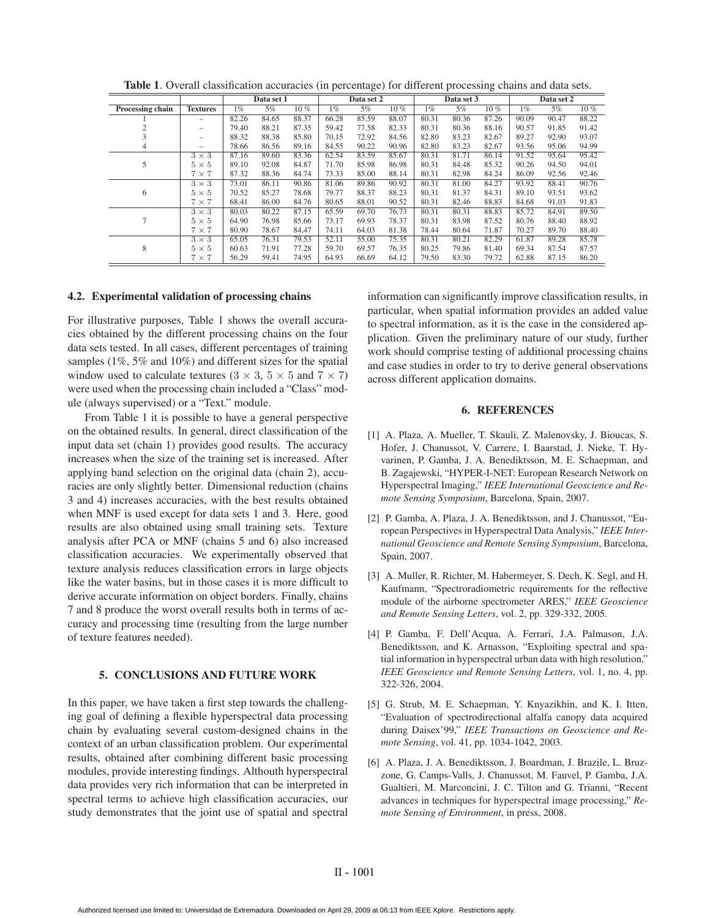**Table 1**. Overall classification accuracies (in percentage) for different processing chains and data sets.

| | | Data set 1 | | | Data set 2 | | | Data set 3 | | | Data set 2 | | |
|---|---|---|---|---|---|---|---|---|---|---|---|---|---|
| **Processing chain** | **Textures** | 1% | 5% | 10 % | 1% | 5% | 10 % | 1% | 5% | 10 % | 1% | 5% | 10 % |
| 1 | – | 82.26 | 84.65 | 88.37 | 66.28 | 85.59 | 88.07 | 80.31 | 80.36 | 87.26 | 90.09 | 90.47 | 88.22 |
| 2 | – | 79.40 | 88.21 | 87.35 | 59.42 | 77.58 | 82.33 | 80.31 | 80.36 | 88.16 | 90.57 | 91.85 | 91.42 |
| 3 | – | 88.32 | 88.38 | 85.80 | 70.15 | 72.92 | 84.56 | 82.80 | 83.23 | 82.67 | 89.27 | 92.90 | 93.07 |
| 4 | – | 78.66 | 86.56 | 89.16 | 84.55 | 90.22 | 90.96 | 82.80 | 83.23 | 82.67 | 93.56 | 95.06 | 94.99 |
| 5 | $3 \times 3$ | 87.16 | 89.60 | 83.36 | 62.54 | 83.59 | 85.67 | 80.31 | 81.71 | 86.14 | 91.52 | 95.64 | 95.42 |
| | $5 \times 5$ | 89.10 | 92.08 | 84.87 | 71.70 | 85.98 | 86.98 | 80.31 | 84.48 | 85.32 | 90.26 | 94.50 | 94.01 |
| | $7 \times 7$ | 87.32 | 88.36 | 84.74 | 73.33 | 85.00 | 88.14 | 80.31 | 82.98 | 84.24 | 86.09 | 92.56 | 92.46 |
| 6 | $3 \times 3$ | 73.01 | 86.11 | 90.86 | 81.06 | 89.86 | 90.92 | 80.31 | 81.00 | 84.27 | 93.92 | 88.41 | 90.76 |
| | $5 \times 5$ | 70.52 | 85.27 | 78.68 | 79.77 | 88.37 | 88.23 | 80.31 | 81.37 | 84.31 | 89.10 | 93.51 | 93.62 |
| | $7 \times 7$ | 68.41 | 86.00 | 84.76 | 80.65 | 88.01 | 90.52 | 80.31 | 82.46 | 88.83 | 84.68 | 91.03 | 91.83 |
| 7 | $3 \times 3$ | 80.03 | 80.22 | 87.15 | 65.59 | 69.70 | 76.73 | 80.31 | 80.31 | 88.83 | 85.72 | 84.91 | 89.50 |
| | $5 \times 5$ | 64.90 | 76.98 | 85.66 | 73.17 | 69.93 | 78.37 | 80.31 | 83.98 | 87.52 | 80.76 | 88.40 | 88.92 |
| | $7 \times 7$ | 80.90 | 78.67 | 84.47 | 74.11 | 64.03 | 81.38 | 78.44 | 80.64 | 71.87 | 70.27 | 89.70 | 88.40 |
| 8 | $3 \times 3$ | 65.05 | 76.31 | 79.53 | 52.11 | 55.00 | 75.35 | 80.31 | 80.21 | 82.29 | 61.87 | 89.28 | 85.78 |
| | $5 \times 5$ | 60.63 | 71.91 | 77.28 | 59.70 | 69.57 | 76.35 | 80.25 | 79.86 | 81.40 | 69.34 | 87.54 | 87.57 |
| | $7 \times 7$ | 56.29 | 59.41 | 74.95 | 64.93 | 66.69 | 64.12 | 79.50 | 83.30 | 79.72 | 62.88 | 87.15 | 86.20 |

### 4.2. Experimental validation of processing chains

For illustrative purposes, Table 1 shows the overall accuracies obtained by the different processing chains on the four data sets tested. In all cases, different percentages of training samples (1%, 5% and 10%) and different sizes for the spatial window used to calculate textures ($3 \times 3$, $5 \times 5$ and $7 \times 7$) were used when the processing chain included a "Class" module (always supervised) or a "Text." module.

From Table 1 it is possible to have a general perspective on the obtained results. In general, direct classification of the input data set (chain 1) provides good results. The accuracy increases when the size of the training set is increased. After applying band selection on the original data (chain 2), accuracies are only slightly better. Dimensional reduction (chains 3 and 4) increases accuracies, with the best results obtained when MNF is used except for data sets 1 and 3. Here, good results are also obtained using small training sets. Texture analysis after PCA or MNF (chains 5 and 6) also increased classification accuracies. We experimentally observed that texture analysis reduces classification errors in large objects like the water basins, but in those cases it is more difficult to derive accurate information on object borders. Finally, chains 7 and 8 produce the worst overall results both in terms of accuracy and processing time (resulting from the large number of texture features needed).

## 5. CONCLUSIONS AND FUTURE WORK

In this paper, we have taken a first step towards the challenging goal of defining a flexible hyperspectral data processing chain by evaluating several custom-designed chains in the context of an urban classification problem. Our experimental results, obtained after combining different basic processing modules, provide interesting findings. Althouth hyperspectral data provides very rich information that can be interpreted in spectral terms to achieve high classification accuracies, our study demonstrates that the joint use of spatial and spectral information can significantly improve classification results, in particular, when spatial information provides an added value to spectral information, as it is the case in the considered application. Given the preliminary nature of our study, further work should comprise testing of additional processing chains and case studies in order to try to derive general observations across different application domains.

## 6. REFERENCES

[1] A. Plaza, A. Mueller, T. Skauli, Z. Malenovsky, J. Bioucas, S. Hofer, J. Chanussot, V. Carrere, I. Baarstad, J. Nieke, T. Hyvarinen, P. Gamba, J. A. Benediktsson, M. E. Schaepman, and B. Zagajewski, "HYPER-I-NET: European Research Network on Hyperspectral Imaging," *IEEE International Geoscience and Remote Sensing Symposium*, Barcelona, Spain, 2007.

[2] P. Gamba, A. Plaza, J. A. Benediktsson, and J. Chanussot, "European Perspectives in Hyperspectral Data Analysis," *IEEE International Geoscience and Remote Sensing Symposium*, Barcelona, Spain, 2007.

[3] A. Muller, R. Richter, M. Habermeyer, S. Dech, K. Segl, and H. Kaufmann, "Spectroradiometric requirements for the reflective module of the airborne spectrometer ARES," *IEEE Geoscience and Remote Sensing Letters*, vol. 2, pp. 329-332, 2005.

[4] P. Gamba, F. Dell'Acqua, A. Ferrari, J.A. Palmason, J.A. Benediktsson, and K. Arnasson, "Exploiting spectral and spatial information in hyperspectral urban data with high resolution," *IEEE Geoscience and Remote Sensing Letters*, vol. 1, no. 4, pp. 322-326, 2004.

[5] G. Strub, M. E. Schaepman, Y. Knyazikhin, and K. I. Itten, "Evaluation of spectrodirectional alfalfa canopy data acquired during Daisex'99," *IEEE Transactions on Geoscience and Remote Sensing*, vol. 41, pp. 1034-1042, 2003.

[6] A. Plaza, J. A. Benediktsson, J. Boardman, J. Brazile, L. Bruzzone, G. Camps-Valls, J. Chanussot, M. Fauvel, P. Gamba, J.A. Gualtieri, M. Marconcini, J. C. Tilton and G. Trianni, "Recent advances in techniques for hyperspectral image processing," *Remote Sensing of Environment*, in press, 2008.